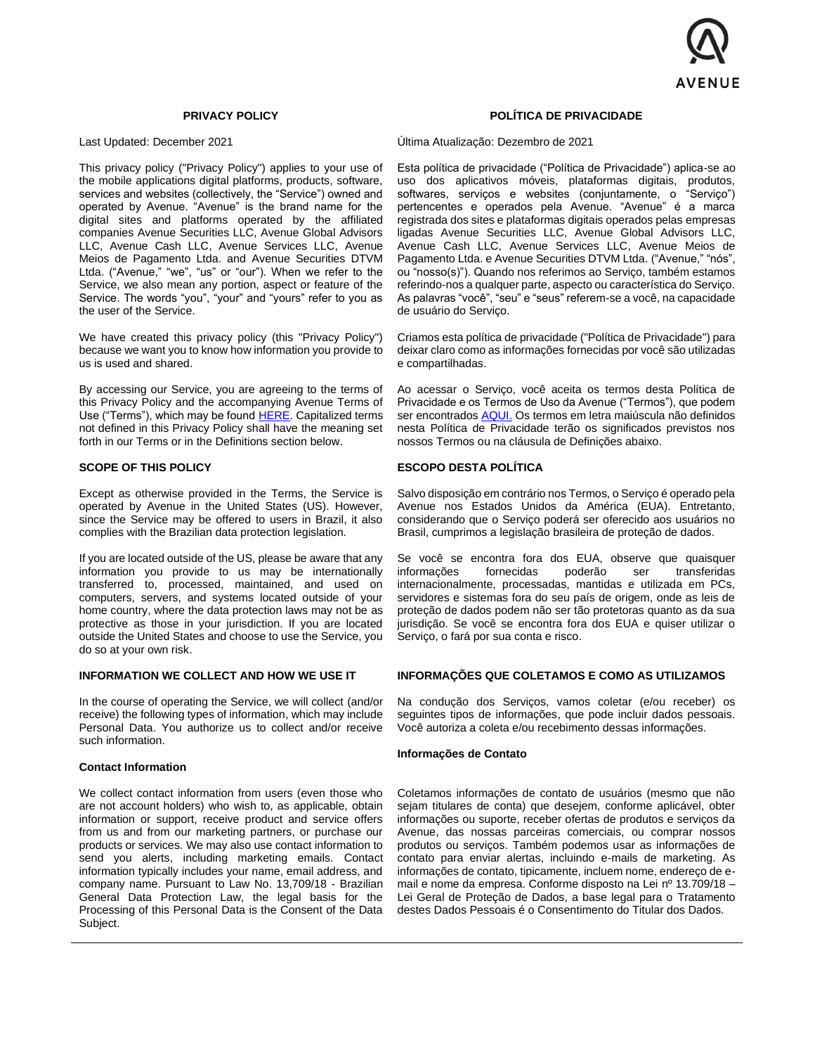## PRIVACY POLICY

Last Updated: December 2021

This privacy policy ("Privacy Policy") applies to your use of the mobile applications digital platforms, products, software, services and websites (collectively, the "Service") owned and operated by Avenue. "Avenue" is the brand name for the digital sites and platforms operated by the affiliated companies Avenue Securities LLC, Avenue Global Advisors LLC, Avenue Cash LLC, Avenue Services LLC, Avenue Meios de Pagamento Ltda. and Avenue Securities DTVM Ltda. ("Avenue," "we", "us" or "our"). When we refer to the Service, we also mean any portion, aspect or feature of the Service. The words "you", "your" and "yours" refer to you as the user of the Service.

We have created this privacy policy (this "Privacy Policy") because we want you to know how information you provide to us is used and shared.

By accessing our Service, you are agreeing to the terms of this Privacy Policy and the accompanying Avenue Terms of Use ("Terms"), which may be found HERE. Capitalized terms not defined in this Privacy Policy shall have the meaning set forth in our Terms or in the Definitions section below.

### SCOPE OF THIS POLICY

Except as otherwise provided in the Terms, the Service is operated by Avenue in the United States (US). However, since the Service may be offered to users in Brazil, it also complies with the Brazilian data protection legislation.

If you are located outside of the US, please be aware that any information you provide to us may be internationally transferred to, processed, maintained, and used on computers, servers, and systems located outside of your home country, where the data protection laws may not be as protective as those in your jurisdiction. If you are located outside the United States and choose to use the Service, you do so at your own risk.

### INFORMATION WE COLLECT AND HOW WE USE IT

In the course of operating the Service, we will collect (and/or receive) the following types of information, which may include Personal Data. You authorize us to collect and/or receive such information.

**Contact Information**

We collect contact information from users (even those who are not account holders) who wish to, as applicable, obtain information or support, receive product and service offers from us and from our marketing partners, or purchase our products or services. We may also use contact information to send you alerts, including marketing emails. Contact information typically includes your name, email address, and company name. Pursuant to Law No. 13,709/18 - Brazilian General Data Protection Law, the legal basis for the Processing of this Personal Data is the Consent of the Data Subject.

## POLÍTICA DE PRIVACIDADE

Última Atualização: Dezembro de 2021

Esta política de privacidade ("Política de Privacidade") aplica-se ao uso dos aplicativos móveis, plataformas digitais, produtos, softwares, serviços e websites (conjuntamente, o "Serviço") pertencentes e operados pela Avenue. "Avenue" é a marca registrada dos sites e plataformas digitais operados pelas empresas ligadas Avenue Securities LLC, Avenue Global Advisors LLC, Avenue Cash LLC, Avenue Services LLC, Avenue Meios de Pagamento Ltda. e Avenue Securities DTVM Ltda. ("Avenue," "nós", ou "nosso(s)"). Quando nos referimos ao Serviço, também estamos referindo-nos a qualquer parte, aspecto ou característica do Serviço. As palavras "você", "seu" e "seus" referem-se a você, na capacidade de usuário do Serviço.

Criamos esta política de privacidade ("Política de Privacidade") para deixar claro como as informações fornecidas por você são utilizadas e compartilhadas.

Ao acessar o Serviço, você aceita os termos desta Política de Privacidade e os Termos de Uso da Avenue ("Termos"), que podem ser encontrados AQUI. Os termos em letra maiúscula não definidos nesta Política de Privacidade terão os significados previstos nos nossos Termos ou na cláusula de Definições abaixo.

### ESCOPO DESTA POLÍTICA

Salvo disposição em contrário nos Termos, o Serviço é operado pela Avenue nos Estados Unidos da América (EUA). Entretanto, considerando que o Serviço poderá ser oferecido aos usuários no Brasil, cumprimos a legislação brasileira de proteção de dados.

Se você se encontra fora dos EUA, observe que quaisquer informações fornecidas poderão ser transferidas internacionalmente, processadas, mantidas e utilizada em PCs, servidores e sistemas fora do seu país de origem, onde as leis de proteção de dados podem não ser tão protetoras quanto as da sua jurisdição. Se você se encontra fora dos EUA e quiser utilizar o Serviço, o fará por sua conta e risco.

### INFORMAÇÕES QUE COLETAMOS E COMO AS UTILIZAMOS

Na condução dos Serviços, vamos coletar (e/ou receber) os seguintes tipos de informações, que pode incluir dados pessoais. Você autoriza a coleta e/ou recebimento dessas informações.

**Informações de Contato**

Coletamos informações de contato de usuários (mesmo que não sejam titulares de conta) que desejem, conforme aplicável, obter informações ou suporte, receber ofertas de produtos e serviços da Avenue, das nossas parceiras comerciais, ou comprar nossos produtos ou serviços. Também podemos usar as informações de contato para enviar alertas, incluindo e-mails de marketing. As informações de contato, tipicamente, incluem nome, endereço de e-mail e nome da empresa. Conforme disposto na Lei nº 13.709/18 – Lei Geral de Proteção de Dados, a base legal para o Tratamento destes Dados Pessoais é o Consentimento do Titular dos Dados.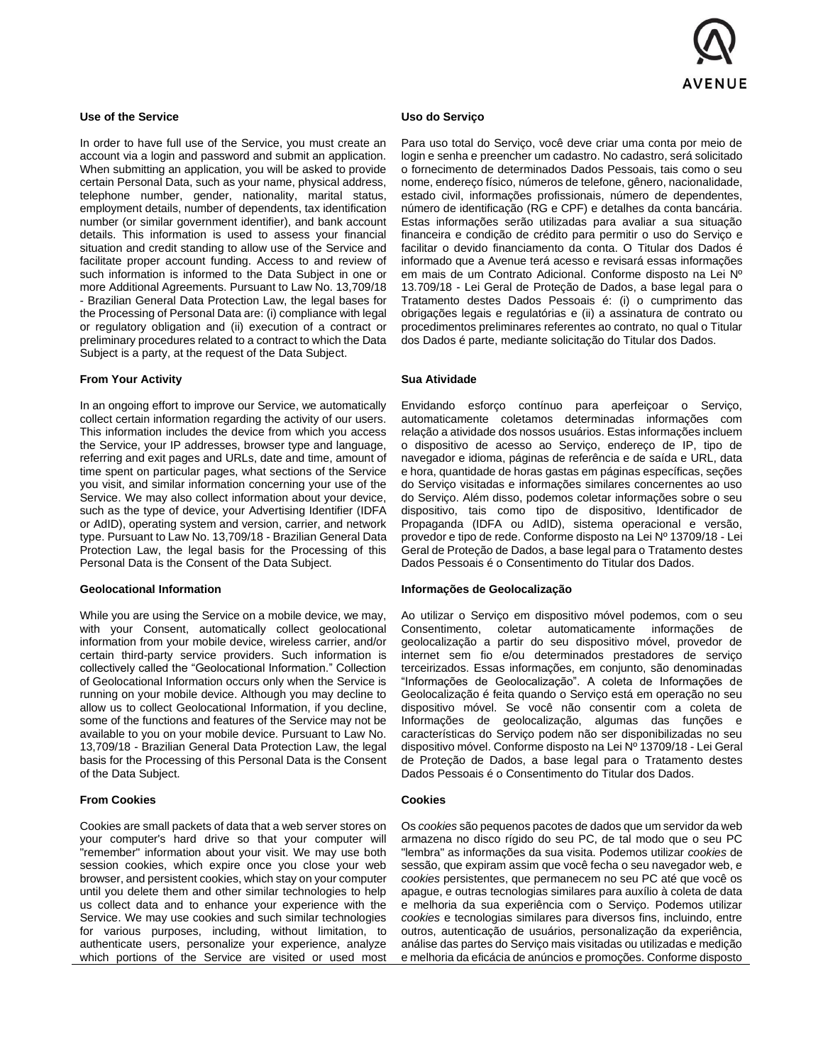#### Use of the Service

In order to have full use of the Service, you must create an account via a login and password and submit an application. When submitting an application, you will be asked to provide certain Personal Data, such as your name, physical address, telephone number, gender, nationality, marital status, employment details, number of dependents, tax identification number (or similar government identifier), and bank account details. This information is used to assess your financial situation and credit standing to allow use of the Service and facilitate proper account funding. Access to and review of such information is informed to the Data Subject in one or more Additional Agreements. Pursuant to Law No. 13,709/18 - Brazilian General Data Protection Law, the legal bases for the Processing of Personal Data are: (i) compliance with legal or regulatory obligation and (ii) execution of a contract or preliminary procedures related to a contract to which the Data Subject is a party, at the request of the Data Subject.

#### From Your Activity

In an ongoing effort to improve our Service, we automatically collect certain information regarding the activity of our users. This information includes the device from which you access the Service, your IP addresses, browser type and language, referring and exit pages and URLs, date and time, amount of time spent on particular pages, what sections of the Service you visit, and similar information concerning your use of the Service. We may also collect information about your device, such as the type of device, your Advertising Identifier (IDFA or AdID), operating system and version, carrier, and network type. Pursuant to Law No. 13,709/18 - Brazilian General Data Protection Law, the legal basis for the Processing of this Personal Data is the Consent of the Data Subject.

#### Geolocational Information

While you are using the Service on a mobile device, we may, with your Consent, automatically collect geolocational information from your mobile device, wireless carrier, and/or certain third-party service providers. Such information is collectively called the "Geolocational Information." Collection of Geolocational Information occurs only when the Service is running on your mobile device. Although you may decline to allow us to collect Geolocational Information, if you decline, some of the functions and features of the Service may not be available to you on your mobile device. Pursuant to Law No. 13,709/18 - Brazilian General Data Protection Law, the legal basis for the Processing of this Personal Data is the Consent of the Data Subject.

#### From Cookies

Cookies are small packets of data that a web server stores on your computer's hard drive so that your computer will "remember" information about your visit. We may use both session cookies, which expire once you close your web browser, and persistent cookies, which stay on your computer until you delete them and other similar technologies to help us collect data and to enhance your experience with the Service. We may use cookies and such similar technologies for various purposes, including, without limitation, to authenticate users, personalize your experience, analyze which portions of the Service are visited or used most

#### Uso do Serviço

Para uso total do Serviço, você deve criar uma conta por meio de login e senha e preencher um cadastro. No cadastro, será solicitado o fornecimento de determinados Dados Pessoais, tais como o seu nome, endereço físico, números de telefone, gênero, nacionalidade, estado civil, informações profissionais, número de dependentes, número de identificação (RG e CPF) e detalhes da conta bancária. Estas informações serão utilizadas para avaliar a sua situação financeira e condição de crédito para permitir o uso do Serviço e facilitar o devido financiamento da conta. O Titular dos Dados é informado que a Avenue terá acesso e revisará essas informações em mais de um Contrato Adicional. Conforme disposto na Lei Nº 13.709/18 - Lei Geral de Proteção de Dados, a base legal para o Tratamento destes Dados Pessoais é: (i) o cumprimento das obrigações legais e regulatórias e (ii) a assinatura de contrato ou procedimentos preliminares referentes ao contrato, no qual o Titular dos Dados é parte, mediante solicitação do Titular dos Dados.

#### Sua Atividade

Envidando esforço contínuo para aperfeiçoar o Serviço, automaticamente coletamos determinadas informações com relação a atividade dos nossos usuários. Estas informações incluem o dispositivo de acesso ao Serviço, endereço de IP, tipo de navegador e idioma, páginas de referência e de saída e URL, data e hora, quantidade de horas gastas em páginas específicas, seções do Serviço visitadas e informações similares concernentes ao uso do Serviço. Além disso, podemos coletar informações sobre o seu dispositivo, tais como tipo de dispositivo, Identificador de Propaganda (IDFA ou AdID), sistema operacional e versão, provedor e tipo de rede. Conforme disposto na Lei Nº 13709/18 - Lei Geral de Proteção de Dados, a base legal para o Tratamento destes Dados Pessoais é o Consentimento do Titular dos Dados.

#### Informações de Geolocalização

Ao utilizar o Serviço em dispositivo móvel podemos, com o seu Consentimento, coletar automaticamente informações de geolocalização a partir do seu dispositivo móvel, provedor de internet sem fio e/ou determinados prestadores de serviço terceirizados. Essas informações, em conjunto, são denominadas "Informações de Geolocalização". A coleta de Informações de Geolocalização é feita quando o Serviço está em operação no seu dispositivo móvel. Se você não consentir com a coleta de Informações de geolocalização, algumas das funções e características do Serviço podem não ser disponibilizadas no seu dispositivo móvel. Conforme disposto na Lei Nº 13709/18 - Lei Geral de Proteção de Dados, a base legal para o Tratamento destes Dados Pessoais é o Consentimento do Titular dos Dados.

#### Cookies

Os *cookies* são pequenos pacotes de dados que um servidor da web armazena no disco rígido do seu PC, de tal modo que o seu PC "lembra" as informações da sua visita. Podemos utilizar *cookies* de sessão, que expiram assim que você fecha o seu navegador web, e *cookies* persistentes, que permanecem no seu PC até que você os apague, e outras tecnologias similares para auxílio à coleta de data e melhoria da sua experiência com o Serviço. Podemos utilizar *cookies* e tecnologias similares para diversos fins, incluindo, entre outros, autenticação de usuários, personalização da experiência, análise das partes do Serviço mais visitadas ou utilizadas e medição e melhoria da eficácia de anúncios e promoções. Conforme disposto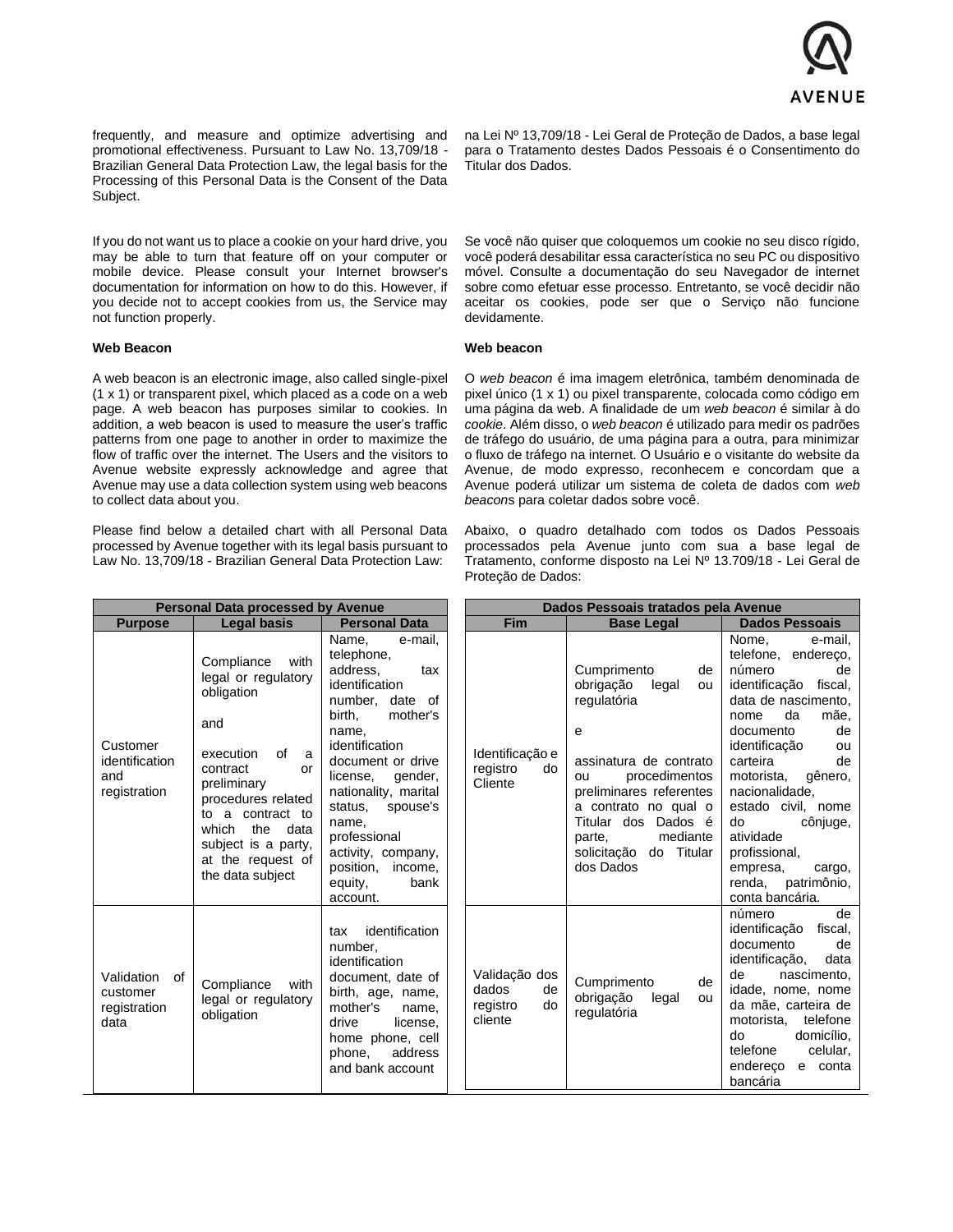frequently, and measure and optimize advertising and promotional effectiveness. Pursuant to Law No. 13,709/18 - Brazilian General Data Protection Law, the legal basis for the Processing of this Personal Data is the Consent of the Data Subject.

na Lei Nº 13,709/18 - Lei Geral de Proteção de Dados, a base legal para o Tratamento destes Dados Pessoais é o Consentimento do Titular dos Dados.

If you do not want us to place a cookie on your hard drive, you may be able to turn that feature off on your computer or mobile device. Please consult your Internet browser's documentation for information on how to do this. However, if you decide not to accept cookies from us, the Service may not function properly.

Se você não quiser que coloquemos um cookie no seu disco rígido, você poderá desabilitar essa característica no seu PC ou dispositivo móvel. Consulte a documentação do seu Navegador de internet sobre como efetuar esse processo. Entretanto, se você decidir não aceitar os cookies, pode ser que o Serviço não funcione devidamente.

**Web Beacon**

A web beacon is an electronic image, also called single-pixel (1 x 1) or transparent pixel, which placed as a code on a web page. A web beacon has purposes similar to cookies. In addition, a web beacon is used to measure the user's traffic patterns from one page to another in order to maximize the flow of traffic over the internet. The Users and the visitors to Avenue website expressly acknowledge and agree that Avenue may use a data collection system using web beacons to collect data about you.

**Web beacon**

O *web beacon* é ima imagem eletrônica, também denominada de pixel único (1 x 1) ou pixel transparente, colocada como código em uma página da web. A finalidade de um *web beacon* é similar à do *cookie*. Além disso, o *web beacon* é utilizado para medir os padrões de tráfego do usuário, de uma página para a outra, para minimizar o fluxo de tráfego na internet. O Usuário e o visitante do website da Avenue, de modo expresso, reconhecem e concordam que a Avenue poderá utilizar um sistema de coleta de dados com *web beacon*s para coletar dados sobre você.

Please find below a detailed chart with all Personal Data processed by Avenue together with its legal basis pursuant to Law No. 13,709/18 - Brazilian General Data Protection Law:

Abaixo, o quadro detalhado com todos os Dados Pessoais processados pela Avenue junto com sua a base legal de Tratamento, conforme disposto na Lei Nº 13.709/18 - Lei Geral de Proteção de Dados:

| Personal Data processed by Avenue | | |
|---|---|---|
| **Purpose** | **Legal basis** | **Personal Data** |
| Customer identification and registration | Compliance with legal or regulatory obligation<br><br>and<br><br>execution of a contract or preliminary procedures related to a contract to which the data subject is a party, at the request of the data subject | Name, e-mail, telephone, address, tax identification number, date of birth, mother's name, identification document or drive license, gender, nationality, marital status, spouse's name, professional activity, company, position, income, equity, bank account. |
| Validation of customer registration data | Compliance with legal or regulatory obligation | tax identification number, identification document, date of birth, age, name, mother's name, drive license, home phone, cell phone, address and bank account |

| Dados Pessoais tratados pela Avenue | | |
|---|---|---|
| **Fim** | **Base Legal** | **Dados Pessoais** |
| Identificação e registro do Cliente | Cumprimento de obrigação legal ou regulatória<br><br>e<br><br>assinatura de contrato ou procedimentos preliminares referentes a contrato no qual o Titular dos Dados é parte, mediante solicitação do Titular dos Dados | Nome, e-mail, telefone, endereço, número de identificação fiscal, data de nascimento, nome da mãe, documento de identificação ou carteira de motorista, gênero, nacionalidade, estado civil, nome do cônjuge, atividade profissional, empresa, cargo, renda, patrimônio, conta bancária. |
| Validação dos dados de registro do cliente | Cumprimento de obrigação legal ou regulatória | número de identificação fiscal, documento de identificação, data de nascimento, idade, nome, nome da mãe, carteira de motorista, telefone do domicílio, telefone celular, endereço e conta bancária |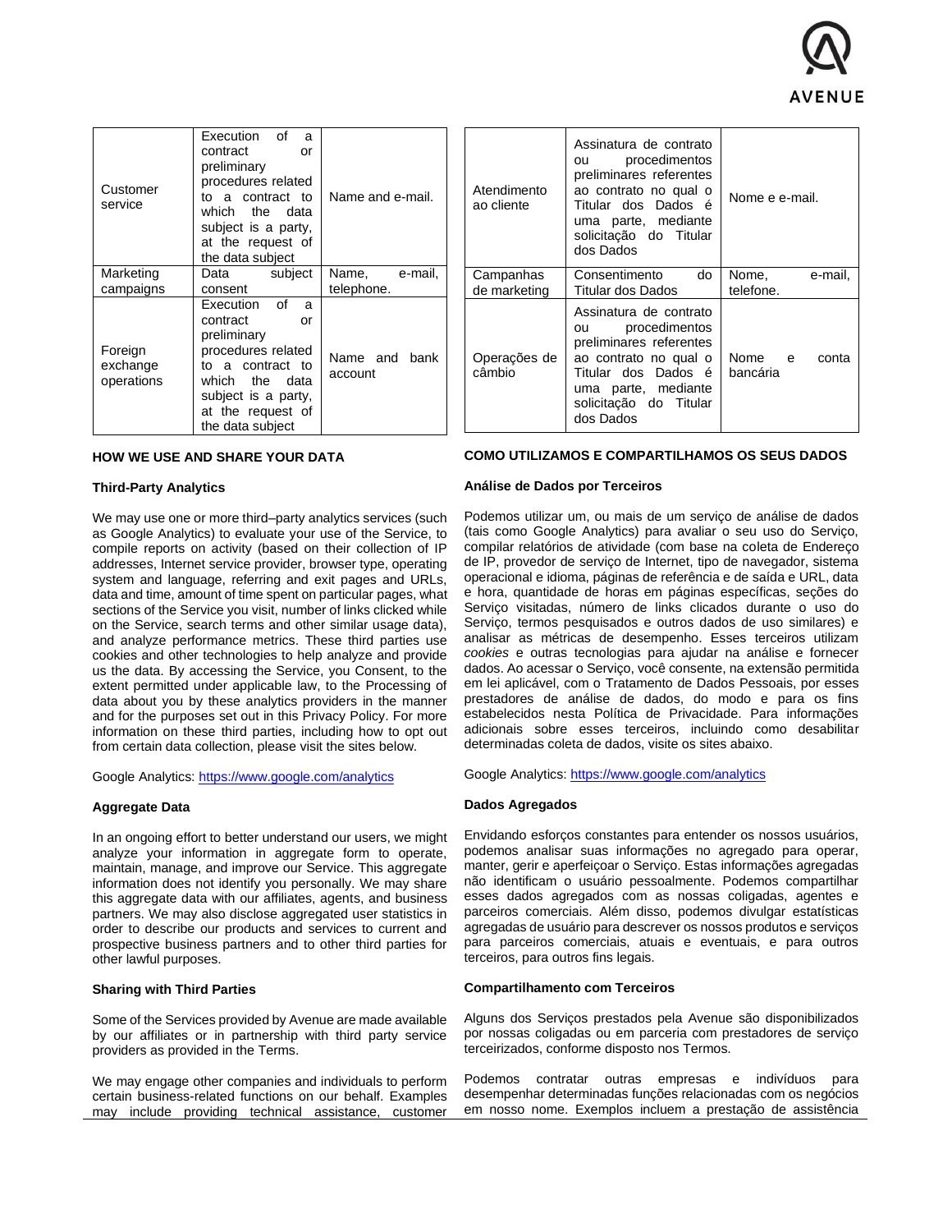| Customer service | Execution of a contract or preliminary procedures related to a contract to which the data subject is a party, at the request of the data subject | Name and e-mail. |
|---|---|---|
| Marketing campaigns | Data subject consent | Name, e-mail, telephone. |
| Foreign exchange operations | Execution of a contract or preliminary procedures related to a contract to which the data subject is a party, at the request of the data subject | Name and bank account |

### HOW WE USE AND SHARE YOUR DATA

**Third-Party Analytics**

We may use one or more third–party analytics services (such as Google Analytics) to evaluate your use of the Service, to compile reports on activity (based on their collection of IP addresses, Internet service provider, browser type, operating system and language, referring and exit pages and URLs, data and time, amount of time spent on particular pages, what sections of the Service you visit, number of links clicked while on the Service, search terms and other similar usage data), and analyze performance metrics. These third parties use cookies and other technologies to help analyze and provide us the data. By accessing the Service, you Consent, to the extent permitted under applicable law, to the Processing of data about you by these analytics providers in the manner and for the purposes set out in this Privacy Policy. For more information on these third parties, including how to opt out from certain data collection, please visit the sites below.

Google Analytics: https://www.google.com/analytics

**Aggregate Data**

In an ongoing effort to better understand our users, we might analyze your information in aggregate form to operate, maintain, manage, and improve our Service. This aggregate information does not identify you personally. We may share this aggregate data with our affiliates, agents, and business partners. We may also disclose aggregated user statistics in order to describe our products and services to current and prospective business partners and to other third parties for other lawful purposes.

**Sharing with Third Parties**

Some of the Services provided by Avenue are made available by our affiliates or in partnership with third party service providers as provided in the Terms.

We may engage other companies and individuals to perform certain business-related functions on our behalf. Examples may include providing technical assistance, customer

| Atendimento ao cliente | Assinatura de contrato ou procedimentos preliminares referentes ao contrato no qual o Titular dos Dados é uma parte, mediante solicitação do Titular dos Dados | Nome e e-mail. |
|---|---|---|
| Campanhas de marketing | Consentimento do Titular dos Dados | Nome, e-mail, telefone. |
| Operações de câmbio | Assinatura de contrato ou procedimentos preliminares referentes ao contrato no qual o Titular dos Dados é uma parte, mediante solicitação do Titular dos Dados | Nome e conta bancária |

### COMO UTILIZAMOS E COMPARTILHAMOS OS SEUS DADOS

**Análise de Dados por Terceiros**

Podemos utilizar um, ou mais de um serviço de análise de dados (tais como Google Analytics) para avaliar o seu uso do Serviço, compilar relatórios de atividade (com base na coleta de Endereço de IP, provedor de serviço de Internet, tipo de navegador, sistema operacional e idioma, páginas de referência e de saída e URL, data e hora, quantidade de horas em páginas específicas, seções do Serviço visitadas, número de links clicados durante o uso do Serviço, termos pesquisados e outros dados de uso similares) e analisar as métricas de desempenho. Esses terceiros utilizam *cookies* e outras tecnologias para ajudar na análise e fornecer dados. Ao acessar o Serviço, você consente, na extensão permitida em lei aplicável, com o Tratamento de Dados Pessoais, por esses prestadores de análise de dados, do modo e para os fins estabelecidos nesta Política de Privacidade. Para informações adicionais sobre esses terceiros, incluindo como desabilitar determinadas coleta de dados, visite os sites abaixo.

Google Analytics: https://www.google.com/analytics

**Dados Agregados**

Envidando esforços constantes para entender os nossos usuários, podemos analisar suas informações no agregado para operar, manter, gerir e aperfeiçoar o Serviço. Estas informações agregadas não identificam o usuário pessoalmente. Podemos compartilhar esses dados agregados com as nossas coligadas, agentes e parceiros comerciais. Além disso, podemos divulgar estatísticas agregadas de usuário para descrever os nossos produtos e serviços para parceiros comerciais, atuais e eventuais, e para outros terceiros, para outros fins legais.

**Compartilhamento com Terceiros**

Alguns dos Serviços prestados pela Avenue são disponibilizados por nossas coligadas ou em parceria com prestadores de serviço terceirizados, conforme disposto nos Termos.

Podemos contratar outras empresas e indivíduos para desempenhar determinadas funções relacionadas com os negócios em nosso nome. Exemplos incluem a prestação de assistência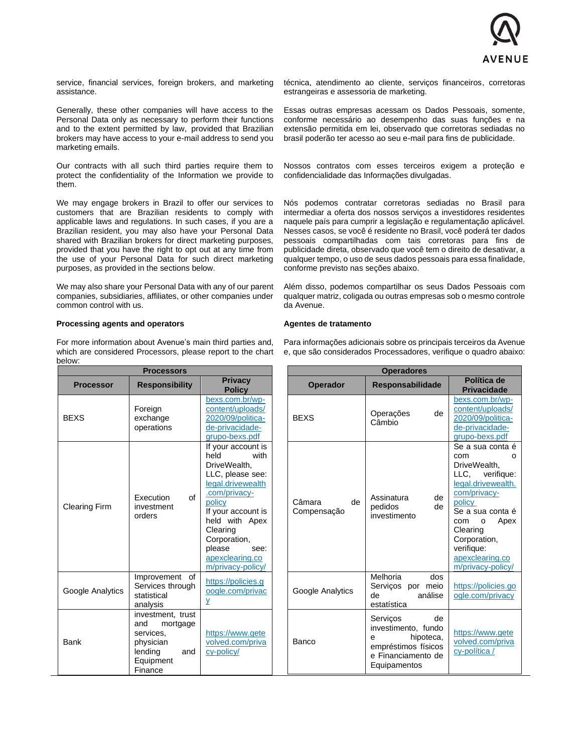service, financial services, foreign brokers, and marketing assistance.

Generally, these other companies will have access to the Personal Data only as necessary to perform their functions and to the extent permitted by law, provided that Brazilian brokers may have access to your e-mail address to send you marketing emails.

Our contracts with all such third parties require them to protect the confidentiality of the Information we provide to them.

We may engage brokers in Brazil to offer our services to customers that are Brazilian residents to comply with applicable laws and regulations. In such cases, if you are a Brazilian resident, you may also have your Personal Data shared with Brazilian brokers for direct marketing purposes, provided that you have the right to opt out at any time from the use of your Personal Data for such direct marketing purposes, as provided in the sections below.

We may also share your Personal Data with any of our parent companies, subsidiaries, affiliates, or other companies under common control with us.

**Processing agents and operators**

For more information about Avenue's main third parties and, which are considered Processors, please report to the chart below:

| Processors | | |
|---|---|---|
| **Processor** | **Responsibility** | **Privacy Policy** |
| BEXS | Foreign exchange operations | bexs.com.br/wp-content/uploads/2020/09/politica-de-privacidade-grupo-bexs.pdf |
| Clearing Firm | Execution of investment orders | If your account is held with DriveWealth, LLC, please see: legal.drivewealth.com/privacy-policy If your account is held with Apex Clearing Corporation, please see: apexclearing.com/privacy-policy/ |
| Google Analytics | Improvement of Services through statistical analysis | https://policies.google.com/privacy |
| Bank | investment, trust and mortgage services, physician lending and Equipment Finance | https://www.getevolved.com/privacy-policy/ |

técnica, atendimento ao cliente, serviços financeiros, corretoras estrangeiras e assessoria de marketing.

Essas outras empresas acessam os Dados Pessoais, somente, conforme necessário ao desempenho das suas funções e na extensão permitida em lei, observado que corretoras sediadas no brasil poderão ter acesso ao seu e-mail para fins de publicidade.

Nossos contratos com esses terceiros exigem a proteção e confidencialidade das Informações divulgadas.

Nós podemos contratar corretoras sediadas no Brasil para intermediar a oferta dos nossos serviços a investidores residentes naquele país para cumprir a legislação e regulamentação aplicável. Nesses casos, se você é residente no Brasil, você poderá ter dados pessoais compartilhadas com tais corretoras para fins de publicidade direta, observado que você tem o direito de desativar, a qualquer tempo, o uso de seus dados pessoais para essa finalidade, conforme previsto nas seções abaixo.

Além disso, podemos compartilhar os seus Dados Pessoais com qualquer matriz, coligada ou outras empresas sob o mesmo controle da Avenue.

**Agentes de tratamento**

Para informações adicionais sobre os principais terceiros da Avenue e, que são considerados Processadores, verifique o quadro abaixo:

| Operadores | | |
|---|---|---|
| **Operador** | **Responsabilidade** | **Política de Privacidade** |
| BEXS | Operações de Câmbio | bexs.com.br/wp-content/uploads/2020/09/politica-de-privacidade-grupo-bexs.pdf |
| Câmara de Compensação | Assinatura de pedidos de investimento | Se a sua conta é com o DriveWealth, LLC, verifique: legal.drivewealth.com/privacy-policy Se a sua conta é com o Apex Clearing Corporation, verifique: apexclearing.com/privacy-policy/ |
| Google Analytics | Melhoria dos Serviços por meio de análise estatística | https://policies.google.com/privacy |
| Banco | Serviços de investimento, fundo e hipoteca, empréstimos físicos e Financiamento de Equipamentos | https://www.getevolved.com/privacy-política / |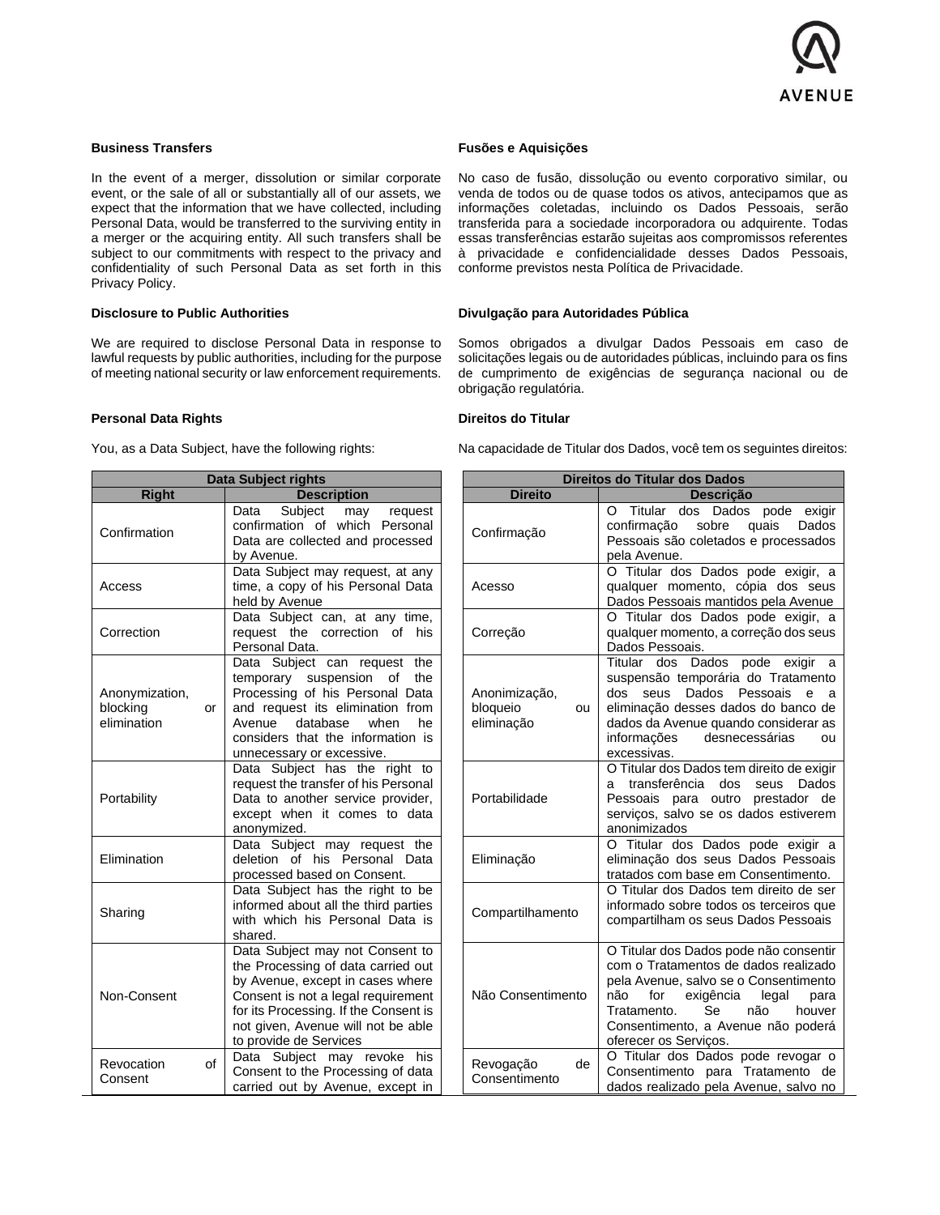**Business Transfers**

In the event of a merger, dissolution or similar corporate event, or the sale of all or substantially all of our assets, we expect that the information that we have collected, including Personal Data, would be transferred to the surviving entity in a merger or the acquiring entity. All such transfers shall be subject to our commitments with respect to the privacy and confidentiality of such Personal Data as set forth in this Privacy Policy.

**Disclosure to Public Authorities**

We are required to disclose Personal Data in response to lawful requests by public authorities, including for the purpose of meeting national security or law enforcement requirements.

**Personal Data Rights**

You, as a Data Subject, have the following rights:

| Data Subject rights | |
|---|---|
| **Right** | **Description** |
| Confirmation | Data Subject may request confirmation of which Personal Data are collected and processed by Avenue. |
| Access | Data Subject may request, at any time, a copy of his Personal Data held by Avenue |
| Correction | Data Subject can, at any time, request the correction of his Personal Data. |
| Anonymization, blocking or elimination | Data Subject can request the temporary suspension of the Processing of his Personal Data and request its elimination from Avenue database when he considers that the information is unnecessary or excessive. |
| Portability | Data Subject has the right to request the transfer of his Personal Data to another service provider, except when it comes to data anonymized. |
| Elimination | Data Subject may request the deletion of his Personal Data processed based on Consent. |
| Sharing | Data Subject has the right to be informed about all the third parties with which his Personal Data is shared. |
| Non-Consent | Data Subject may not Consent to the Processing of data carried out by Avenue, except in cases where Consent is not a legal requirement for its Processing. If the Consent is not given, Avenue will not be able to provide de Services |
| Revocation of Consent | Data Subject may revoke his Consent to the Processing of data carried out by Avenue, except in |

**Fusões e Aquisições**

No caso de fusão, dissolução ou evento corporativo similar, ou venda de todos ou de quase todos os ativos, antecipamos que as informações coletadas, incluindo os Dados Pessoais, serão transferida para a sociedade incorporadora ou adquirente. Todas essas transferências estarão sujeitas aos compromissos referentes à privacidade e confidencialidade desses Dados Pessoais, conforme previstos nesta Política de Privacidade.

**Divulgação para Autoridades Pública**

Somos obrigados a divulgar Dados Pessoais em caso de solicitações legais ou de autoridades públicas, incluindo para os fins de cumprimento de exigências de segurança nacional ou de obrigação regulatória.

**Direitos do Titular**

Na capacidade de Titular dos Dados, você tem os seguintes direitos:

| Direitos do Titular dos Dados | |
|---|---|
| **Direito** | **Descrição** |
| Confirmação | O Titular dos Dados pode exigir confirmação sobre quais Dados Pessoais são coletados e processados pela Avenue. |
| Acesso | O Titular dos Dados pode exigir, a qualquer momento, cópia dos seus Dados Pessoais mantidos pela Avenue |
| Correção | O Titular dos Dados pode exigir, a qualquer momento, a correção dos seus Dados Pessoais. |
| Anonimização, bloqueio ou eliminação | Titular dos Dados pode exigir a suspensão temporária do Tratamento dos seus Dados Pessoais e a eliminação desses dados do banco de dados da Avenue quando considerar as informações desnecessárias ou excessivas. |
| Portabilidade | O Titular dos Dados tem direito de exigir a transferência dos seus Dados Pessoais para outro prestador de serviços, salvo se os dados estiverem anonimizados |
| Eliminação | O Titular dos Dados pode exigir a eliminação dos seus Dados Pessoais tratados com base em Consentimento. |
| Compartilhamento | O Titular dos Dados tem direito de ser informado sobre todos os terceiros que compartilham os seus Dados Pessoais |
| Não Consentimento | O Titular dos Dados pode não consentir com o Tratamentos de dados realizado pela Avenue, salvo se o Consentimento não for exigência legal para Tratamento. Se não houver Consentimento, a Avenue não poderá oferecer os Serviços. |
| Revogação de Consentimento | O Titular dos Dados pode revogar o Consentimento para Tratamento de dados realizado pela Avenue, salvo no |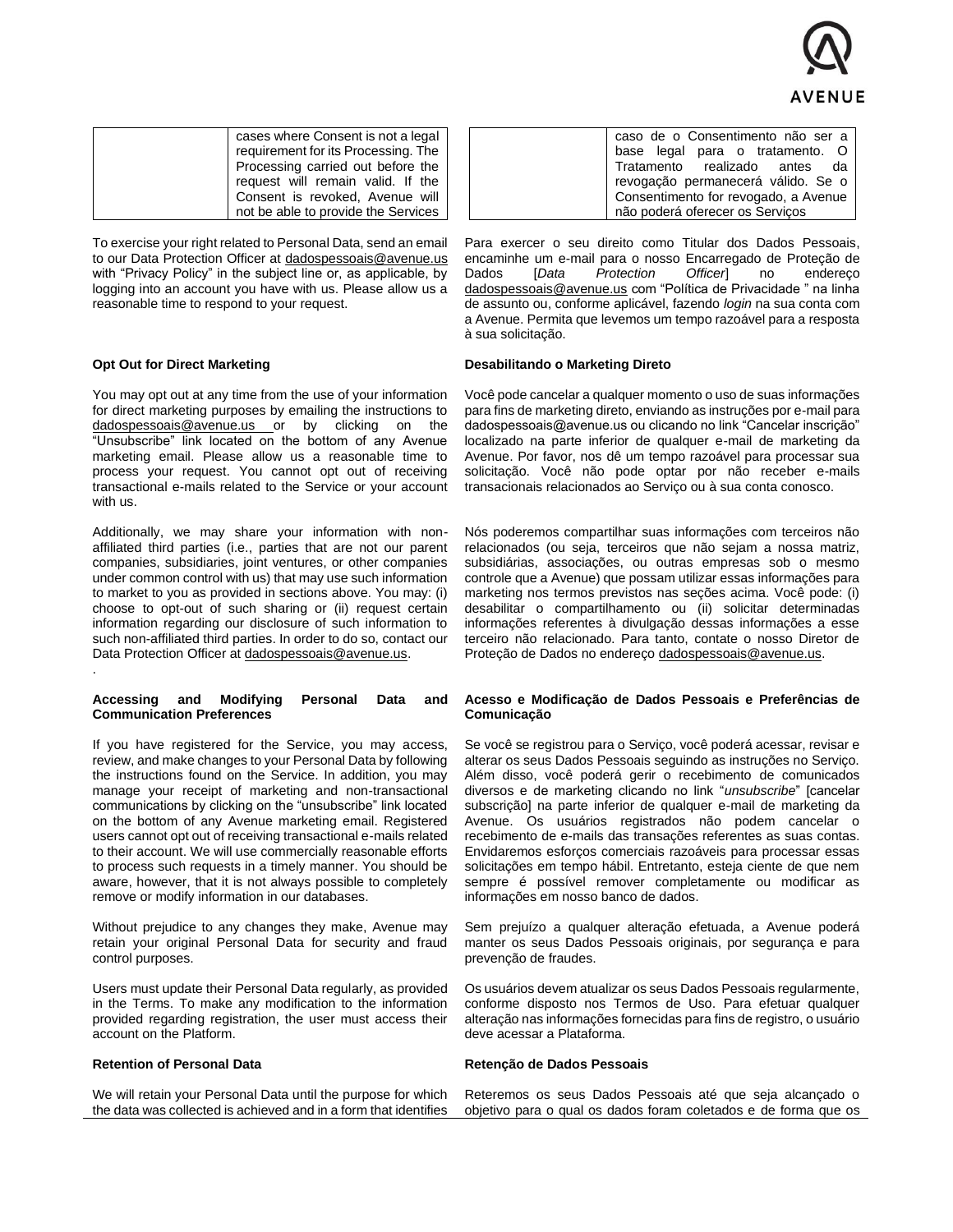| | cases where Consent is not a legal requirement for its Processing. The Processing carried out before the request will remain valid. If the Consent is revoked, Avenue will not be able to provide the Services |
|---|---|

| | caso de o Consentimento não ser a base legal para o tratamento. O Tratamento realizado antes da revogação permanecerá válido. Se o Consentimento for revogado, a Avenue não poderá oferecer os Serviços |
|---|---|

To exercise your right related to Personal Data, send an email to our Data Protection Officer at dadospessoais@avenue.us with "Privacy Policy" in the subject line or, as applicable, by logging into an account you have with us. Please allow us a reasonable time to respond to your request.

Para exercer o seu direito como Titular dos Dados Pessoais, encaminhe um e-mail para o nosso Encarregado de Proteção de Dados [*Data Protection Officer*] no endereço dadospessoais@avenue.us com "Política de Privacidade " na linha de assunto ou, conforme aplicável, fazendo *login* na sua conta com a Avenue. Permita que levemos um tempo razoável para a resposta à sua solicitação.

**Opt Out for Direct Marketing**

You may opt out at any time from the use of your information for direct marketing purposes by emailing the instructions to dadospessoais@avenue.us or by clicking on the "Unsubscribe" link located on the bottom of any Avenue marketing email. Please allow us a reasonable time to process your request. You cannot opt out of receiving transactional e-mails related to the Service or your account with us.

Additionally, we may share your information with non-affiliated third parties (i.e., parties that are not our parent companies, subsidiaries, joint ventures, or other companies under common control with us) that may use such information to market to you as provided in sections above. You may: (i) choose to opt-out of such sharing or (ii) request certain information regarding our disclosure of such information to such non-affiliated third parties. In order to do so, contact our Data Protection Officer at dadospessoais@avenue.us.

**Desabilitando o Marketing Direto**

Você pode cancelar a qualquer momento o uso de suas informações para fins de marketing direto, enviando as instruções por e-mail para dadospessoais@avenue.us ou clicando no link "Cancelar inscrição" localizado na parte inferior de qualquer e-mail de marketing da Avenue. Por favor, nos dê um tempo razoável para processar sua solicitação. Você não pode optar por não receber e-mails transacionais relacionados ao Serviço ou à sua conta conosco.

Nós poderemos compartilhar suas informações com terceiros não relacionados (ou seja, terceiros que não sejam a nossa matriz, subsidiárias, associações, ou outras empresas sob o mesmo controle que a Avenue) que possam utilizar essas informações para marketing nos termos previstos nas seções acima. Você pode: (i) desabilitar o compartilhamento ou (ii) solicitar determinadas informações referentes à divulgação dessas informações a esse terceiro não relacionado. Para tanto, contate o nosso Diretor de Proteção de Dados no endereço dadospessoais@avenue.us.

**Accessing and Modifying Personal Data and Communication Preferences**

If you have registered for the Service, you may access, review, and make changes to your Personal Data by following the instructions found on the Service. In addition, you may manage your receipt of marketing and non-transactional communications by clicking on the "unsubscribe" link located on the bottom of any Avenue marketing email. Registered users cannot opt out of receiving transactional e-mails related to their account. We will use commercially reasonable efforts to process such requests in a timely manner. You should be aware, however, that it is not always possible to completely remove or modify information in our databases.

Without prejudice to any changes they make, Avenue may retain your original Personal Data for security and fraud control purposes.

Users must update their Personal Data regularly, as provided in the Terms. To make any modification to the information provided regarding registration, the user must access their account on the Platform.

**Acesso e Modificação de Dados Pessoais e Preferências de Comunicação**

Se você se registrou para o Serviço, você poderá acessar, revisar e alterar os seus Dados Pessoais seguindo as instruções no Serviço. Além disso, você poderá gerir o recebimento de comunicados diversos e de marketing clicando no link "*unsubscribe*" [cancelar subscrição] na parte inferior de qualquer e-mail de marketing da Avenue. Os usuários registrados não podem cancelar o recebimento de e-mails das transações referentes as suas contas. Envidaremos esforços comerciais razoáveis para processar essas solicitações em tempo hábil. Entretanto, esteja ciente de que nem sempre é possível remover completamente ou modificar as informações em nosso banco de dados.

Sem prejuízo a qualquer alteração efetuada, a Avenue poderá manter os seus Dados Pessoais originais, por segurança e para prevenção de fraudes.

Os usuários devem atualizar os seus Dados Pessoais regularmente, conforme disposto nos Termos de Uso. Para efetuar qualquer alteração nas informações fornecidas para fins de registro, o usuário deve acessar a Plataforma.

**Retention of Personal Data**

We will retain your Personal Data until the purpose for which the data was collected is achieved and in a form that identifies

**Retenção de Dados Pessoais**

Reteremos os seus Dados Pessoais até que seja alcançado o objetivo para o qual os dados foram coletados e de forma que os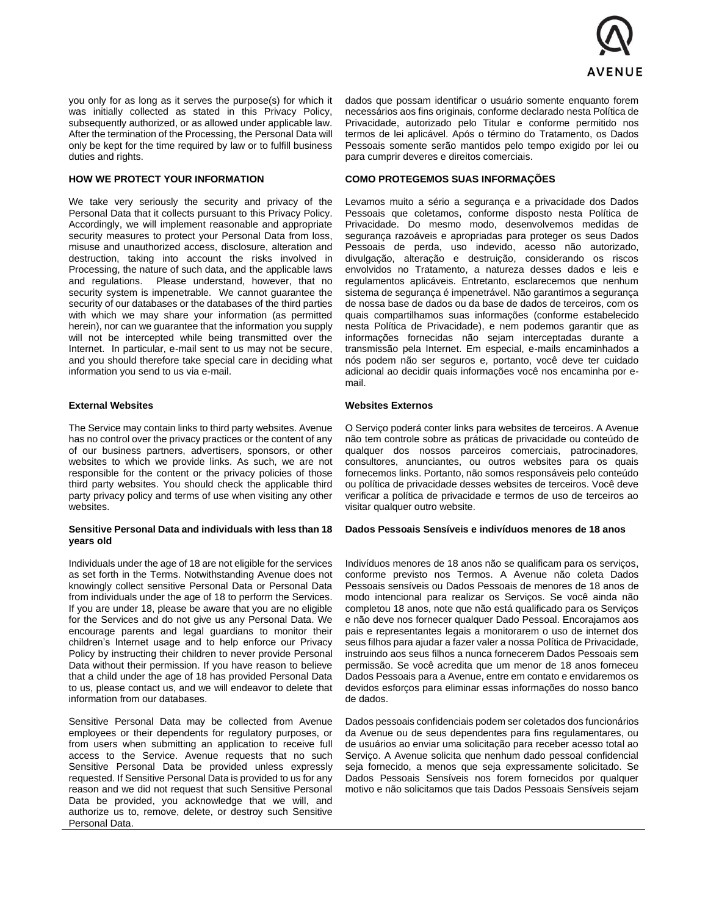you only for as long as it serves the purpose(s) for which it was initially collected as stated in this Privacy Policy, subsequently authorized, or as allowed under applicable law. After the termination of the Processing, the Personal Data will only be kept for the time required by law or to fulfill business duties and rights.

dados que possam identificar o usuário somente enquanto forem necessários aos fins originais, conforme declarado nesta Política de Privacidade, autorizado pelo Titular e conforme permitido nos termos de lei aplicável. Após o término do Tratamento, os Dados Pessoais somente serão mantidos pelo tempo exigido por lei ou para cumprir deveres e direitos comerciais.

**HOW WE PROTECT YOUR INFORMATION**

We take very seriously the security and privacy of the Personal Data that it collects pursuant to this Privacy Policy. Accordingly, we will implement reasonable and appropriate security measures to protect your Personal Data from loss, misuse and unauthorized access, disclosure, alteration and destruction, taking into account the risks involved in Processing, the nature of such data, and the applicable laws and regulations. Please understand, however, that no security system is impenetrable. We cannot guarantee the security of our databases or the databases of the third parties with which we may share your information (as permitted herein), nor can we guarantee that the information you supply will not be intercepted while being transmitted over the Internet. In particular, e-mail sent to us may not be secure, and you should therefore take special care in deciding what information you send to us via e-mail.

**COMO PROTEGEMOS SUAS INFORMAÇÕES**

Levamos muito a sério a segurança e a privacidade dos Dados Pessoais que coletamos, conforme disposto nesta Política de Privacidade. Do mesmo modo, desenvolvemos medidas de segurança razoáveis e apropriadas para proteger os seus Dados Pessoais de perda, uso indevido, acesso não autorizado, divulgação, alteração e destruição, considerando os riscos envolvidos no Tratamento, a natureza desses dados e leis e regulamentos aplicáveis. Entretanto, esclarecemos que nenhum sistema de segurança é impenetrável. Não garantimos a segurança de nossa base de dados ou da base de dados de terceiros, com os quais compartilhamos suas informações (conforme estabelecido nesta Política de Privacidade), e nem podemos garantir que as informações fornecidas não sejam interceptadas durante a transmissão pela Internet. Em especial, e-mails encaminhados a nós podem não ser seguros e, portanto, você deve ter cuidado adicional ao decidir quais informações você nos encaminha por e-mail.

**External Websites**

The Service may contain links to third party websites. Avenue has no control over the privacy practices or the content of any of our business partners, advertisers, sponsors, or other websites to which we provide links. As such, we are not responsible for the content or the privacy policies of those third party websites. You should check the applicable third party privacy policy and terms of use when visiting any other websites.

**Websites Externos**

O Serviço poderá conter links para websites de terceiros. A Avenue não tem controle sobre as práticas de privacidade ou conteúdo de qualquer dos nossos parceiros comerciais, patrocinadores, consultores, anunciantes, ou outros websites para os quais fornecemos links. Portanto, não somos responsáveis pelo conteúdo ou política de privacidade desses websites de terceiros. Você deve verificar a política de privacidade e termos de uso de terceiros ao visitar qualquer outro website.

**Sensitive Personal Data and individuals with less than 18 years old**

Individuals under the age of 18 are not eligible for the services as set forth in the Terms. Notwithstanding Avenue does not knowingly collect sensitive Personal Data or Personal Data from individuals under the age of 18 to perform the Services. If you are under 18, please be aware that you are no eligible for the Services and do not give us any Personal Data. We encourage parents and legal guardians to monitor their children's Internet usage and to help enforce our Privacy Policy by instructing their children to never provide Personal Data without their permission. If you have reason to believe that a child under the age of 18 has provided Personal Data to us, please contact us, and we will endeavor to delete that information from our databases.

Sensitive Personal Data may be collected from Avenue employees or their dependents for regulatory purposes, or from users when submitting an application to receive full access to the Service. Avenue requests that no such Sensitive Personal Data be provided unless expressly requested. If Sensitive Personal Data is provided to us for any reason and we did not request that such Sensitive Personal Data be provided, you acknowledge that we will, and authorize us to, remove, delete, or destroy such Sensitive Personal Data.

**Dados Pessoais Sensíveis e indivíduos menores de 18 anos**

Indivíduos menores de 18 anos não se qualificam para os serviços, conforme previsto nos Termos. A Avenue não coleta Dados Pessoais sensíveis ou Dados Pessoais de menores de 18 anos de modo intencional para realizar os Serviços. Se você ainda não completou 18 anos, note que não está qualificado para os Serviços e não deve nos fornecer qualquer Dado Pessoal. Encorajamos aos pais e representantes legais a monitorarem o uso de internet dos seus filhos para ajudar a fazer valer a nossa Política de Privacidade, instruindo aos seus filhos a nunca fornecerem Dados Pessoais sem permissão. Se você acredita que um menor de 18 anos forneceu Dados Pessoais para a Avenue, entre em contato e envidaremos os devidos esforços para eliminar essas informações do nosso banco de dados.

Dados pessoais confidenciais podem ser coletados dos funcionários da Avenue ou de seus dependentes para fins regulamentares, ou de usuários ao enviar uma solicitação para receber acesso total ao Serviço. A Avenue solicita que nenhum dado pessoal confidencial seja fornecido, a menos que seja expressamente solicitado. Se Dados Pessoais Sensíveis nos forem fornecidos por qualquer motivo e não solicitamos que tais Dados Pessoais Sensíveis sejam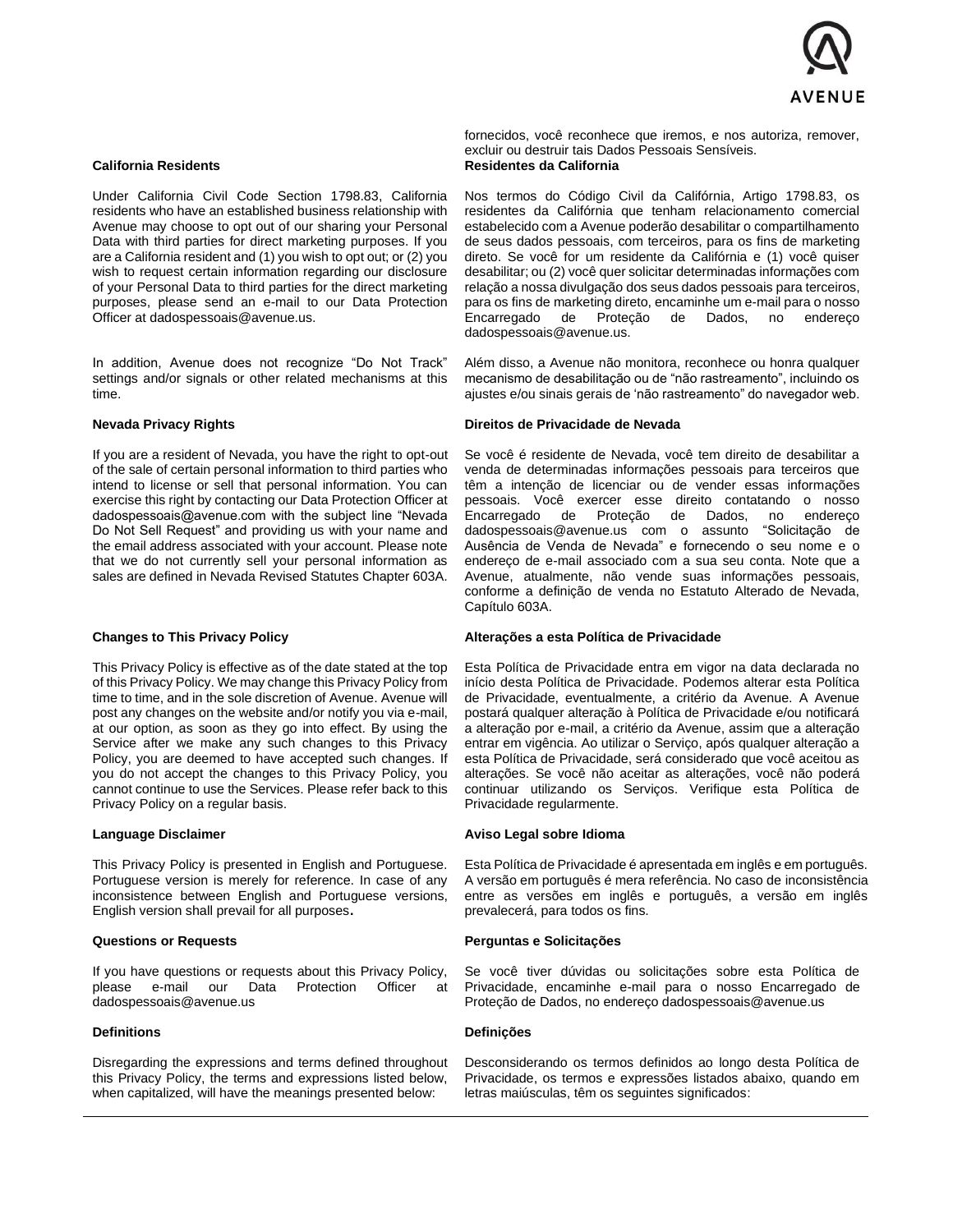fornecidos, você reconhece que iremos, e nos autoriza, remover, excluir ou destruir tais Dados Pessoais Sensíveis.

**California Residents**

Under California Civil Code Section 1798.83, California residents who have an established business relationship with Avenue may choose to opt out of our sharing your Personal Data with third parties for direct marketing purposes. If you are a California resident and (1) you wish to opt out; or (2) you wish to request certain information regarding our disclosure of your Personal Data to third parties for the direct marketing purposes, please send an e-mail to our Data Protection Officer at dadospessoais@avenue.us.

In addition, Avenue does not recognize "Do Not Track" settings and/or signals or other related mechanisms at this time.

**Residentes da California**

Nos termos do Código Civil da Califórnia, Artigo 1798.83, os residentes da Califórnia que tenham relacionamento comercial estabelecido com a Avenue poderão desabilitar o compartilhamento de seus dados pessoais, com terceiros, para os fins de marketing direto. Se você for um residente da Califórnia e (1) você quiser desabilitar; ou (2) você quer solicitar determinadas informações com relação a nossa divulgação dos seus dados pessoais para terceiros, para os fins de marketing direto, encaminhe um e-mail para o nosso Encarregado de Proteção de Dados, no endereço dadospessoais@avenue.us.

Além disso, a Avenue não monitora, reconhece ou honra qualquer mecanismo de desabilitação ou de "não rastreamento", incluindo os ajustes e/ou sinais gerais de 'não rastreamento" do navegador web.

**Nevada Privacy Rights**

If you are a resident of Nevada, you have the right to opt-out of the sale of certain personal information to third parties who intend to license or sell that personal information. You can exercise this right by contacting our Data Protection Officer at dadospessoais@avenue.com with the subject line "Nevada Do Not Sell Request" and providing us with your name and the email address associated with your account. Please note that we do not currently sell your personal information as sales are defined in Nevada Revised Statutes Chapter 603A.

**Direitos de Privacidade de Nevada**

Se você é residente de Nevada, você tem direito de desabilitar a venda de determinadas informações pessoais para terceiros que têm a intenção de licenciar ou de vender essas informações pessoais. Você exercer esse direito contatando o nosso Encarregado de Proteção de Dados, no endereço dadospessoais@avenue.us com o assunto "Solicitação de Ausência de Venda de Nevada" e fornecendo o seu nome e o endereço de e-mail associado com a sua seu conta. Note que a Avenue, atualmente, não vende suas informações pessoais, conforme a definição de venda no Estatuto Alterado de Nevada, Capítulo 603A.

**Changes to This Privacy Policy**

This Privacy Policy is effective as of the date stated at the top of this Privacy Policy. We may change this Privacy Policy from time to time, and in the sole discretion of Avenue. Avenue will post any changes on the website and/or notify you via e-mail, at our option, as soon as they go into effect. By using the Service after we make any such changes to this Privacy Policy, you are deemed to have accepted such changes. If you do not accept the changes to this Privacy Policy, you cannot continue to use the Services. Please refer back to this Privacy Policy on a regular basis.

**Alterações a esta Política de Privacidade**

Esta Política de Privacidade entra em vigor na data declarada no início desta Política de Privacidade. Podemos alterar esta Política de Privacidade, eventualmente, a critério da Avenue. A Avenue postará qualquer alteração à Política de Privacidade e/ou notificará a alteração por e-mail, a critério da Avenue, assim que a alteração entrar em vigência. Ao utilizar o Serviço, após qualquer alteração a esta Política de Privacidade, será considerado que você aceitou as alterações. Se você não aceitar as alterações, você não poderá continuar utilizando os Serviços. Verifique esta Política de Privacidade regularmente.

**Language Disclaimer**

This Privacy Policy is presented in English and Portuguese. Portuguese version is merely for reference. In case of any inconsistence between English and Portuguese versions, English version shall prevail for all purposes.

**Aviso Legal sobre Idioma**

Esta Política de Privacidade é apresentada em inglês e em português. A versão em português é mera referência. No caso de inconsistência entre as versões em inglês e português, a versão em inglês prevalecerá, para todos os fins.

**Questions or Requests**

If you have questions or requests about this Privacy Policy, please e-mail our Data Protection Officer at dadospessoais@avenue.us

**Perguntas e Solicitações**

Se você tiver dúvidas ou solicitações sobre esta Política de Privacidade, encaminhe e-mail para o nosso Encarregado de Proteção de Dados, no endereço dadospessoais@avenue.us

**Definitions**

Disregarding the expressions and terms defined throughout this Privacy Policy, the terms and expressions listed below, when capitalized, will have the meanings presented below:

**Definições**

Desconsiderando os termos definidos ao longo desta Política de Privacidade, os termos e expressões listados abaixo, quando em letras maiúsculas, têm os seguintes significados: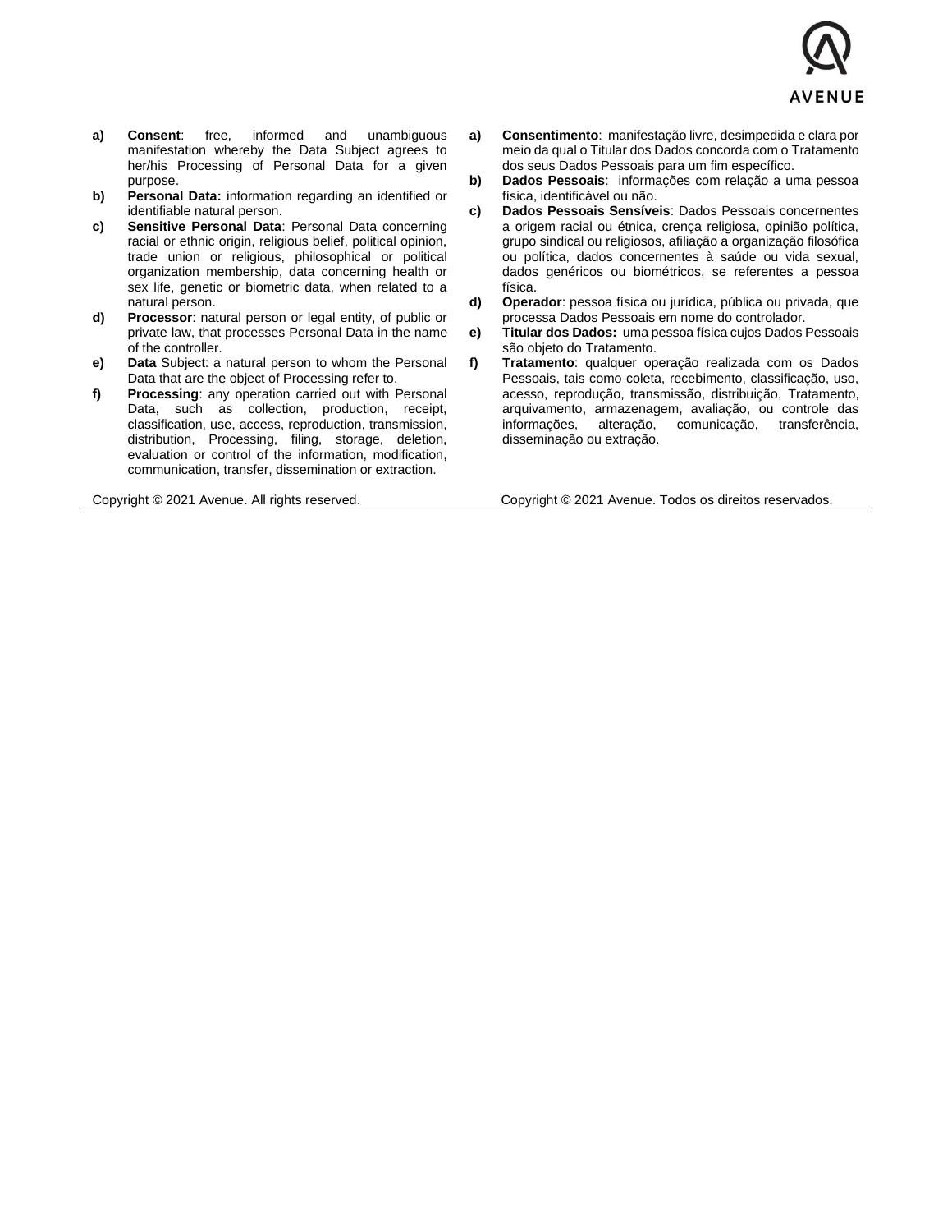- **a)** **Consent**: free, informed and unambiguous manifestation whereby the Data Subject agrees to her/his Processing of Personal Data for a given purpose.
- **b)** **Personal Data:** information regarding an identified or identifiable natural person.
- **c)** **Sensitive Personal Data**: Personal Data concerning racial or ethnic origin, religious belief, political opinion, trade union or religious, philosophical or political organization membership, data concerning health or sex life, genetic or biometric data, when related to a natural person.
- **d)** **Processor**: natural person or legal entity, of public or private law, that processes Personal Data in the name of the controller.
- **e)** **Data** Subject: a natural person to whom the Personal Data that are the object of Processing refer to.
- **f)** **Processing**: any operation carried out with Personal Data, such as collection, production, receipt, classification, use, access, reproduction, transmission, distribution, Processing, filing, storage, deletion, evaluation or control of the information, modification, communication, transfer, dissemination or extraction.

Copyright © 2021 Avenue. All rights reserved.

- **a)** **Consentimento**: manifestação livre, desimpedida e clara por meio da qual o Titular dos Dados concorda com o Tratamento dos seus Dados Pessoais para um fim específico.
- **b)** **Dados Pessoais**: informações com relação a uma pessoa física, identificável ou não.
- **c)** **Dados Pessoais Sensíveis**: Dados Pessoais concernentes a origem racial ou étnica, crença religiosa, opinião política, grupo sindical ou religiosos, afiliação a organização filosófica ou política, dados concernentes à saúde ou vida sexual, dados genéricos ou biométricos, se referentes a pessoa física.
- **d)** **Operador**: pessoa física ou jurídica, pública ou privada, que processa Dados Pessoais em nome do controlador.
- **e)** **Titular dos Dados:** uma pessoa física cujos Dados Pessoais são objeto do Tratamento.
- **f)** **Tratamento**: qualquer operação realizada com os Dados Pessoais, tais como coleta, recebimento, classificação, uso, acesso, reprodução, transmissão, distribuição, Tratamento, arquivamento, armazenagem, avaliação, ou controle das informações, alteração, comunicação, transferência, disseminação ou extração.

Copyright © 2021 Avenue. Todos os direitos reservados.